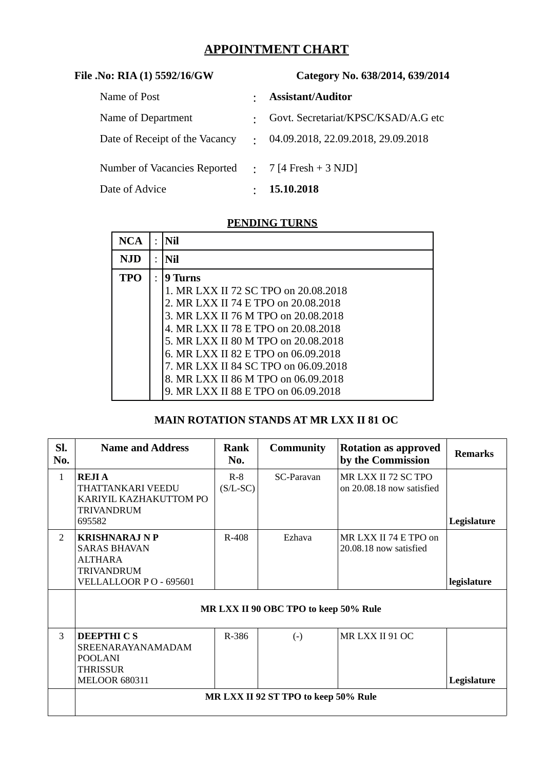# APPOINTMENT CHART

**File .No: RIA (1) 5592/16/GW** **Category No. 638/2014, 639/2014**

| | | |
|---|---|---|
| Name of Post | : | **Assistant/Auditor** |
| Name of Department | : | Govt. Secretariat/KPSC/KSAD/A.G etc |
| Date of Receipt of the Vacancy | : | 04.09.2018, 22.09.2018, 29.09.2018 |
| Number of Vacancies Reported | : | 7 [4 Fresh + 3 NJD] |
| Date of Advice | : | **15.10.2018** |

## PENDING TURNS

| | | |
|---|---|---|
| **NCA** | : | **Nil** |
| **NJD** | : | **Nil** |
| **TPO** | : | **9 Turns**<br>1. MR LXX II 72 SC TPO on 20.08.2018<br>2. MR LXX II 74 E TPO on 20.08.2018<br>3. MR LXX II 76 M TPO on 20.08.2018<br>4. MR LXX II 78 E TPO on 20.08.2018<br>5. MR LXX II 80 M TPO on 20.08.2018<br>6. MR LXX II 82 E TPO on 06.09.2018<br>7. MR LXX II 84 SC TPO on 06.09.2018<br>8. MR LXX II 86 M TPO on 06.09.2018<br>9. MR LXX II 88 E TPO on 06.09.2018 |

## MAIN ROTATION STANDS AT MR LXX II 81 OC

| Sl. No. | Name and Address | Rank No. | Community | Rotation as approved by the Commission | Remarks |
|---|---|---|---|---|---|
| 1 | **REJI A**<br>THATTANKARI VEEDU<br>KARIYIL KAZHAKUTTOM PO<br>TRIVANDRUM<br>695582 | R-8 (S/L-SC) | SC-Paravan | MR LXX II 72 SC TPO on 20.08.18 now satisfied | **Legislature** |
| 2 | **KRISHNARAJ N P**<br>SARAS BHAVAN<br>ALTHARA<br>TRIVANDRUM<br>VELLALLOOR P O - 695601 | R-408 | Ezhava | MR LXX II 74 E TPO on 20.08.18 now satisfied | **legislature** |
| | **MR LXX II 90 OBC TPO to keep 50% Rule** | | | | |
| 3 | **DEEPTHI C S**<br>SREENARAYANAMADAM<br>POOLANI<br>THRISSUR<br>MELOOR 680311 | R-386 | (-) | MR LXX II 91 OC | **Legislature** |
| | **MR LXX II 92 ST TPO to keep 50% Rule** | | | | |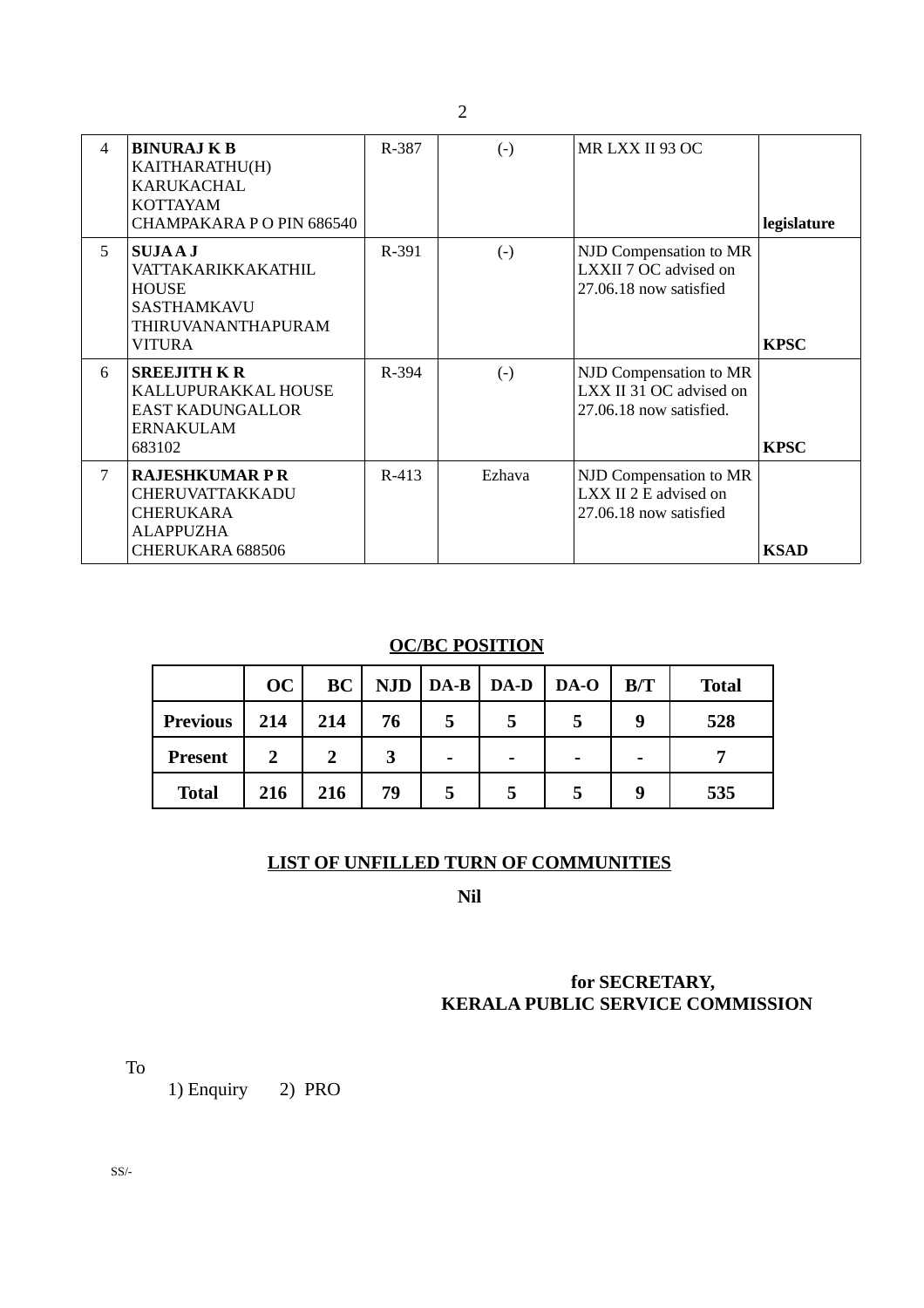| | | | | | |
|---|---|---|---|---|---|
| 4 | **BINURAJ K B**<br>KAITHARATHU(H)<br>KARUKACHAL<br>KOTTAYAM<br>CHAMPAKARA P O PIN 686540 | R-387 | (-) | MR LXX II 93 OC | **legislature** |
| 5 | **SUJA A J**<br>VATTAKARIKKAKATHIL<br>HOUSE<br>SASTHAMKAVU<br>THIRUVANANTHAPURAM<br>VITURA | R-391 | (-) | NJD Compensation to MR LXXII 7 OC advised on 27.06.18 now satisfied | **KPSC** |
| 6 | **SREEJITH K R**<br>KALLUPURAKKAL HOUSE<br>EAST KADUNGALLOR<br>ERNAKULAM<br>683102 | R-394 | (-) | NJD Compensation to MR LXX II 31 OC advised on 27.06.18 now satisfied. | **KPSC** |
| 7 | **RAJESHKUMAR P R**<br>CHERUVATTAKKADU<br>CHERUKARA<br>ALAPPUZHA<br>CHERUKARA 688506 | R-413 | Ezhava | NJD Compensation to MR LXX II 2 E advised on 27.06.18 now satisfied | **KSAD** |

**OC/BC POSITION**

| | OC | BC | NJD | DA-B | DA-D | DA-O | B/T | Total |
|---|---|---|---|---|---|---|---|---|
| **Previous** | **214** | **214** | **76** | **5** | **5** | **5** | **9** | **528** |
| **Present** | **2** | **2** | **3** | **-** | **-** | **-** | **-** | **7** |
| **Total** | **216** | **216** | **79** | **5** | **5** | **5** | **9** | **535** |

**LIST OF UNFILLED TURN OF COMMUNITIES**

**Nil**

**for SECRETARY,**
**KERALA PUBLIC SERVICE COMMISSION**

To

1) Enquiry  2) PRO

SS/-